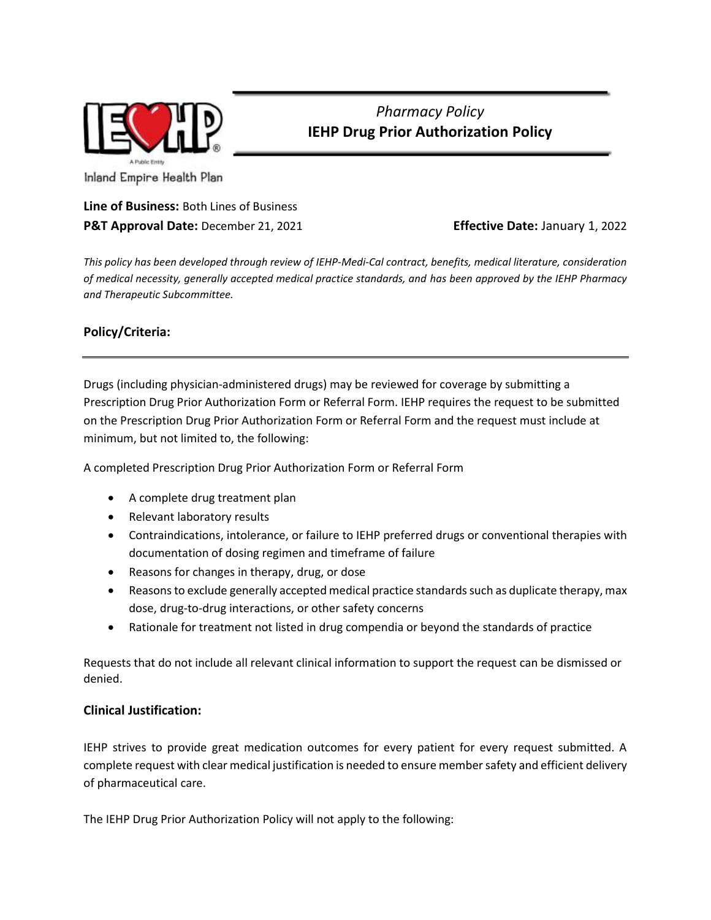Inland Empire Health Plan

*Pharmacy Policy*

# IEHP Drug Prior Authorization Policy

**Line of Business:** Both Lines of Business

**P&T Approval Date:** December 21, 2021

**Effective Date:** January 1, 2022

*This policy has been developed through review of IEHP-Medi-Cal contract, benefits, medical literature, consideration of medical necessity, generally accepted medical practice standards, and has been approved by the IEHP Pharmacy and Therapeutic Subcommittee.*

## Policy/Criteria:

Drugs (including physician-administered drugs) may be reviewed for coverage by submitting a Prescription Drug Prior Authorization Form or Referral Form. IEHP requires the request to be submitted on the Prescription Drug Prior Authorization Form or Referral Form and the request must include at minimum, but not limited to, the following:

A completed Prescription Drug Prior Authorization Form or Referral Form

- A complete drug treatment plan
- Relevant laboratory results
- Contraindications, intolerance, or failure to IEHP preferred drugs or conventional therapies with documentation of dosing regimen and timeframe of failure
- Reasons for changes in therapy, drug, or dose
- Reasons to exclude generally accepted medical practice standards such as duplicate therapy, max dose, drug-to-drug interactions, or other safety concerns
- Rationale for treatment not listed in drug compendia or beyond the standards of practice

Requests that do not include all relevant clinical information to support the request can be dismissed or denied.

## Clinical Justification:

IEHP strives to provide great medication outcomes for every patient for every request submitted. A complete request with clear medical justification is needed to ensure member safety and efficient delivery of pharmaceutical care.

The IEHP Drug Prior Authorization Policy will not apply to the following: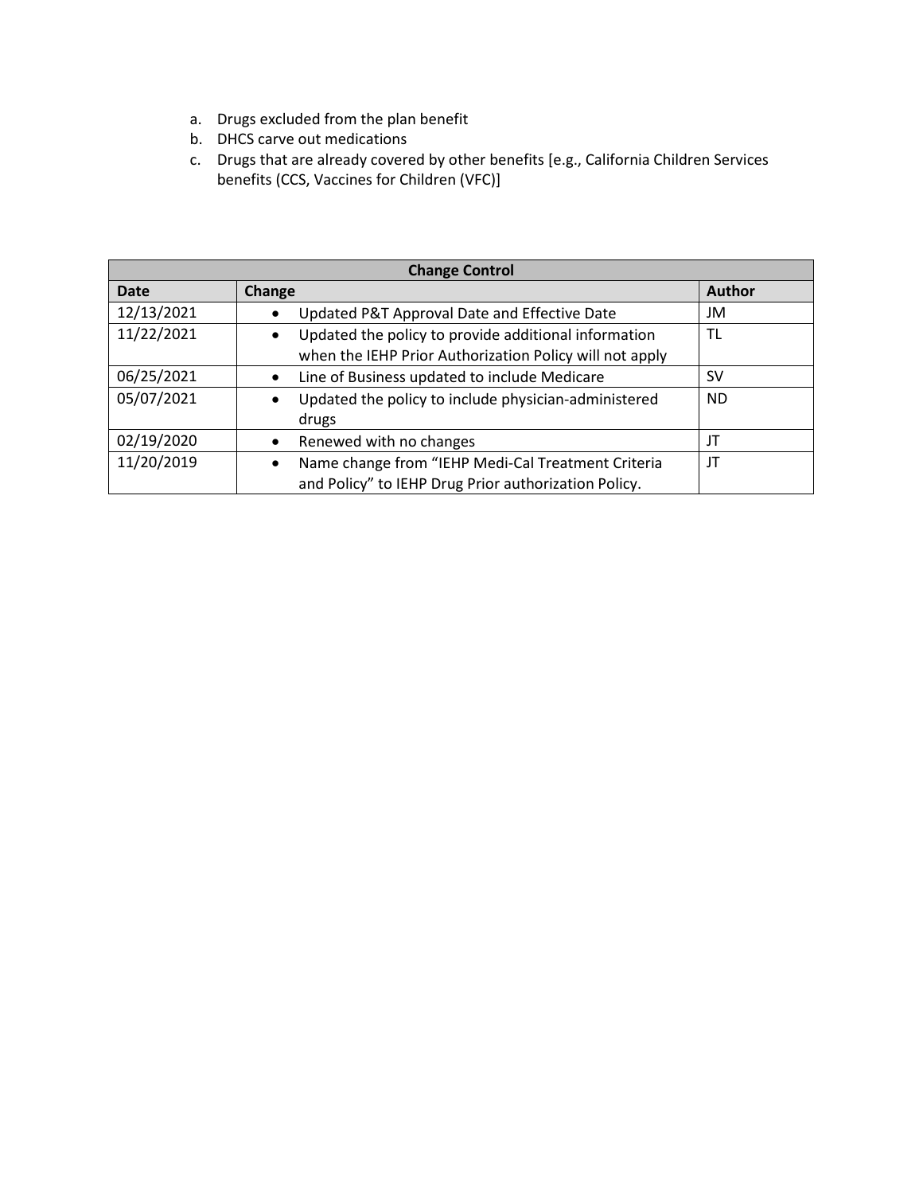a. Drugs excluded from the plan benefit
b. DHCS carve out medications
c. Drugs that are already covered by other benefits [e.g., California Children Services benefits (CCS, Vaccines for Children (VFC)]

| Change Control | | |
|---|---|---|
| **Date** | **Change** | **Author** |
| 12/13/2021 | • Updated P&T Approval Date and Effective Date | JM |
| 11/22/2021 | • Updated the policy to provide additional information when the IEHP Prior Authorization Policy will not apply | TL |
| 06/25/2021 | • Line of Business updated to include Medicare | SV |
| 05/07/2021 | • Updated the policy to include physician-administered drugs | ND |
| 02/19/2020 | • Renewed with no changes | JT |
| 11/20/2019 | • Name change from "IEHP Medi-Cal Treatment Criteria and Policy" to IEHP Drug Prior authorization Policy. | JT |